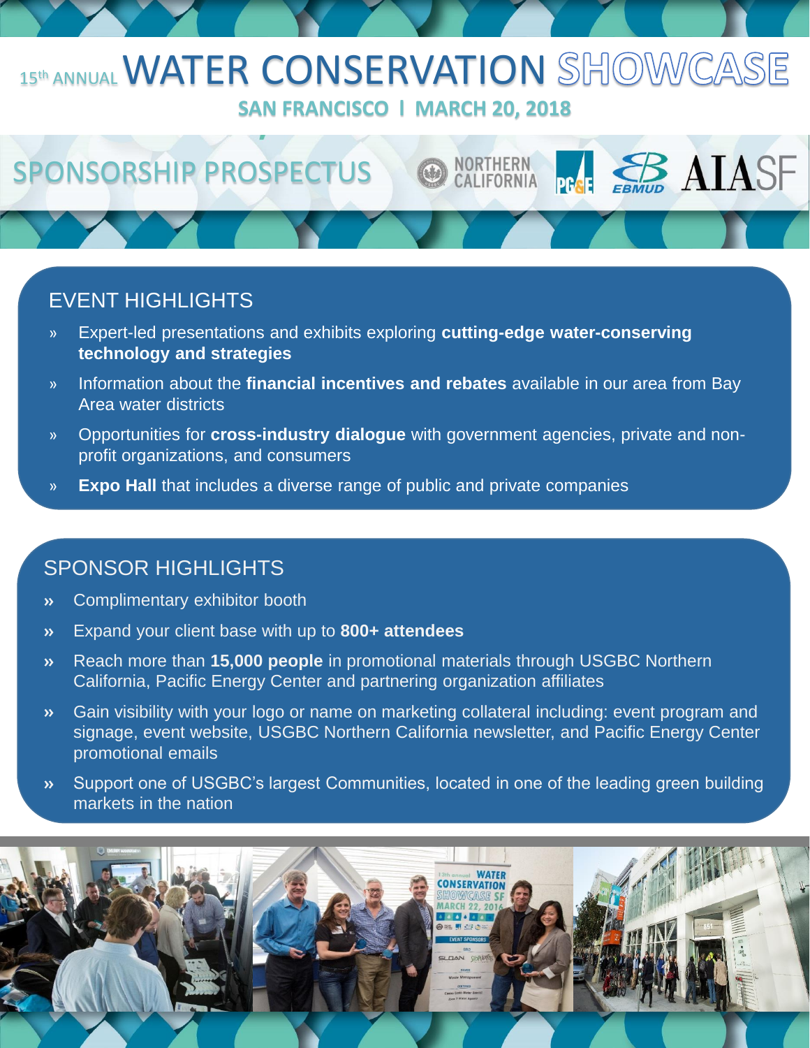# 15th ANNUAL WATER CONSERVATION SHOWCASE

**SAN FRANCISCO I MARCH 20, 2018**

## SPONSORSHIP PROSPECTUS

NORTHERN CALIFORNIA PG&E EBMUD AIASF

## EVENT HIGHLIGHTS

- Expert-led presentations and exhibits exploring **cutting-edge water-conserving technology and strategies**
- Information about the **financial incentives and rebates** available in our area from Bay Area water districts
- Opportunities for **cross-industry dialogue** with government agencies, private and non-profit organizations, and consumers
- **Expo Hall** that includes a diverse range of public and private companies

## SPONSOR HIGHLIGHTS

- Complimentary exhibitor booth
- Expand your client base with up to **800+ attendees**
- Reach more than **15,000 people** in promotional materials through USGBC Northern California, Pacific Energy Center and partnering organization affiliates
- Gain visibility with your logo or name on marketing collateral including: event program and signage, event website, USGBC Northern California newsletter, and Pacific Energy Center promotional emails
- Support one of USGBC's largest Communities, located in one of the leading green building markets in the nation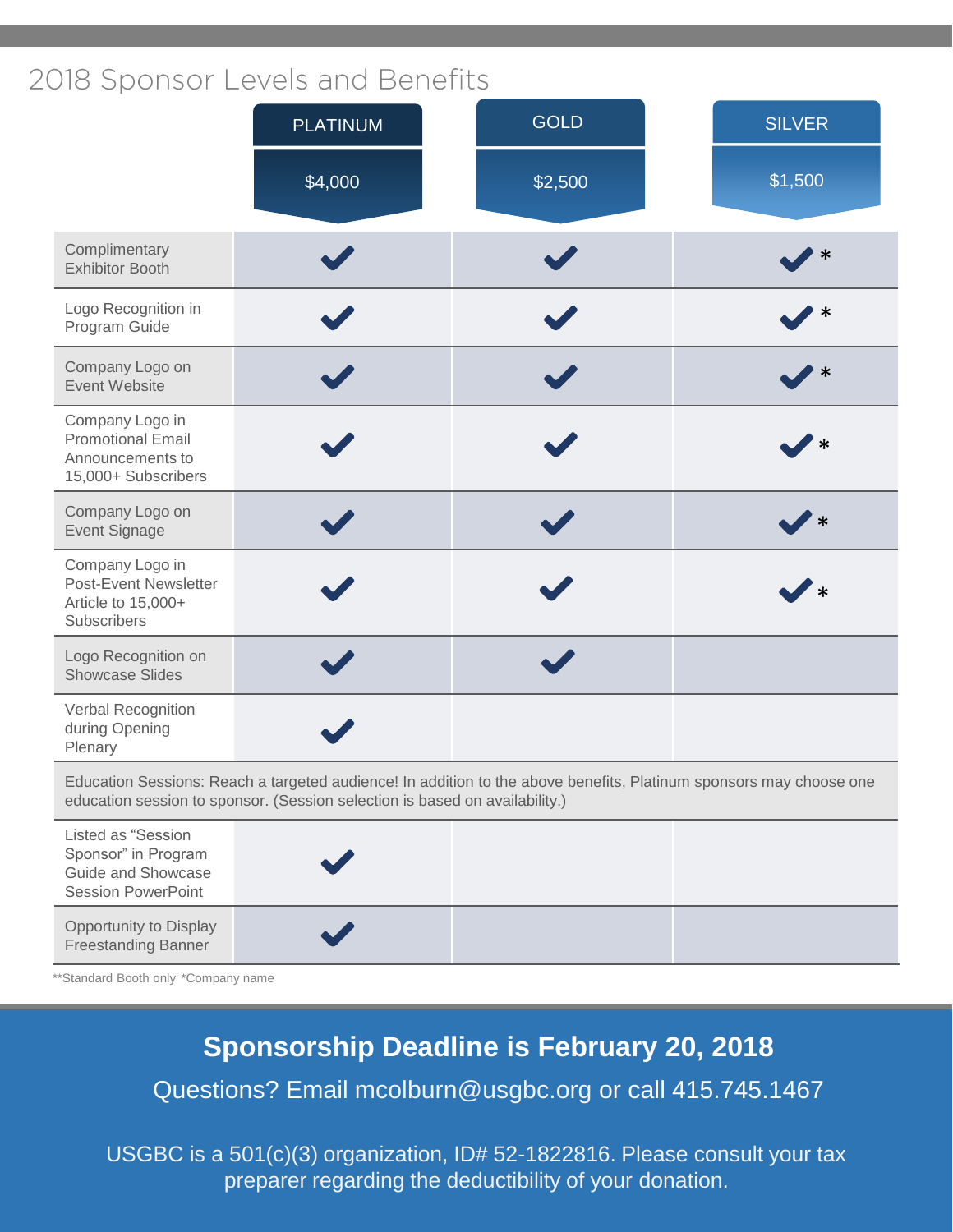## 2018 Sponsor Levels and Benefits

| | PLATINUM | GOLD | SILVER |
|---|---|---|---|
| | $4,000 | $2,500 | $1,500 |
| Complimentary Exhibitor Booth | ✔ | ✔ | ✔ * |
| Logo Recognition in Program Guide | ✔ | ✔ | ✔ * |
| Company Logo on Event Website | ✔ | ✔ | ✔ * |
| Company Logo in Promotional Email Announcements to 15,000+ Subscribers | ✔ | ✔ | ✔ * |
| Company Logo on Event Signage | ✔ | ✔ | ✔ * |
| Company Logo in Post-Event Newsletter Article to 15,000+ Subscribers | ✔ | ✔ | ✔ * |
| Logo Recognition on Showcase Slides | ✔ | ✔ | |
| Verbal Recognition during Opening Plenary | ✔ | | |
| Education Sessions: Reach a targeted audience! In addition to the above benefits, Platinum sponsors may choose one education session to sponsor. (Session selection is based on availability.) | | | |
| Listed as “Session Sponsor” in Program Guide and Showcase Session PowerPoint | ✔ | | |
| Opportunity to Display Freestanding Banner | ✔ | | |

**Standard Booth only *Company name

**Sponsorship Deadline is February 20, 2018**

Questions? Email mcolburn@usgbc.org or call 415.745.1467

USGBC is a 501(c)(3) organization, ID# 52-1822816. Please consult your tax preparer regarding the deductibility of your donation.